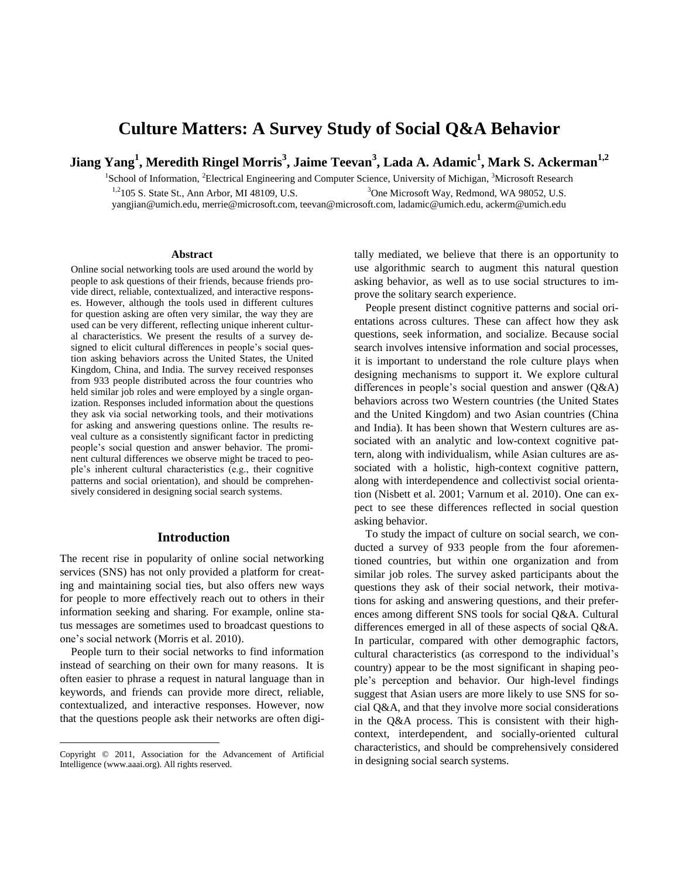# Culture Matters: A Survey Study of Social Q&A Behavior

**Jiang Yang[1], Meredith Ringel Morris[3], Jaime Teevan[3], Lada A. Adamic[1], Mark S. Ackerman[1,2]**

[1]School of Information, [2]Electrical Engineering and Computer Science, University of Michigan, [3]Microsoft Research

[1,2]105 S. State St., Ann Arbor, MI 48109, U.S. [3]One Microsoft Way, Redmond, WA 98052, U.S.

yangjian@umich.edu, merrie@microsoft.com, teevan@microsoft.com, ladamic@umich.edu, ackerm@umich.edu

### Abstract

Online social networking tools are used around the world by people to ask questions of their friends, because friends provide direct, reliable, contextualized, and interactive responses. However, although the tools used in different cultures for question asking are often very similar, the way they are used can be very different, reflecting unique inherent cultural characteristics. We present the results of a survey designed to elicit cultural differences in people's social question asking behaviors across the United States, the United Kingdom, China, and India. The survey received responses from 933 people distributed across the four countries who held similar job roles and were employed by a single organization. Responses included information about the questions they ask via social networking tools, and their motivations for asking and answering questions online. The results reveal culture as a consistently significant factor in predicting people's social question and answer behavior. The prominent cultural differences we observe might be traced to people's inherent cultural characteristics (e.g., their cognitive patterns and social orientation), and should be comprehensively considered in designing social search systems.

## Introduction

The recent rise in popularity of online social networking services (SNS) has not only provided a platform for creating and maintaining social ties, but also offers new ways for people to more effectively reach out to others in their information seeking and sharing. For example, online status messages are sometimes used to broadcast questions to one's social network (Morris et al. 2010).

People turn to their social networks to find information instead of searching on their own for many reasons. It is often easier to phrase a request in natural language than in keywords, and friends can provide more direct, reliable, contextualized, and interactive responses. However, now that the questions people ask their networks are often digitally mediated, we believe that there is an opportunity to use algorithmic search to augment this natural question asking behavior, as well as to use social structures to improve the solitary search experience.

People present distinct cognitive patterns and social orientations across cultures. These can affect how they ask questions, seek information, and socialize. Because social search involves intensive information and social processes, it is important to understand the role culture plays when designing mechanisms to support it. We explore cultural differences in people's social question and answer (Q&A) behaviors across two Western countries (the United States and the United Kingdom) and two Asian countries (China and India). It has been shown that Western cultures are associated with an analytic and low-context cognitive pattern, along with individualism, while Asian cultures are associated with a holistic, high-context cognitive pattern, along with interdependence and collectivist social orientation (Nisbett et al. 2001; Varnum et al. 2010). One can expect to see these differences reflected in social question asking behavior.

To study the impact of culture on social search, we conducted a survey of 933 people from the four aforementioned countries, but within one organization and from similar job roles. The survey asked participants about the questions they ask of their social network, their motivations for asking and answering questions, and their preferences among different SNS tools for social Q&A. Cultural differences emerged in all of these aspects of social Q&A. In particular, compared with other demographic factors, cultural characteristics (as correspond to the individual's country) appear to be the most significant in shaping people's perception and behavior. Our high-level findings suggest that Asian users are more likely to use SNS for social Q&A, and that they involve more social considerations in the Q&A process. This is consistent with their high-context, interdependent, and socially-oriented cultural characteristics, and should be comprehensively considered in designing social search systems.

Copyright © 2011, Association for the Advancement of Artificial Intelligence (www.aaai.org). All rights reserved.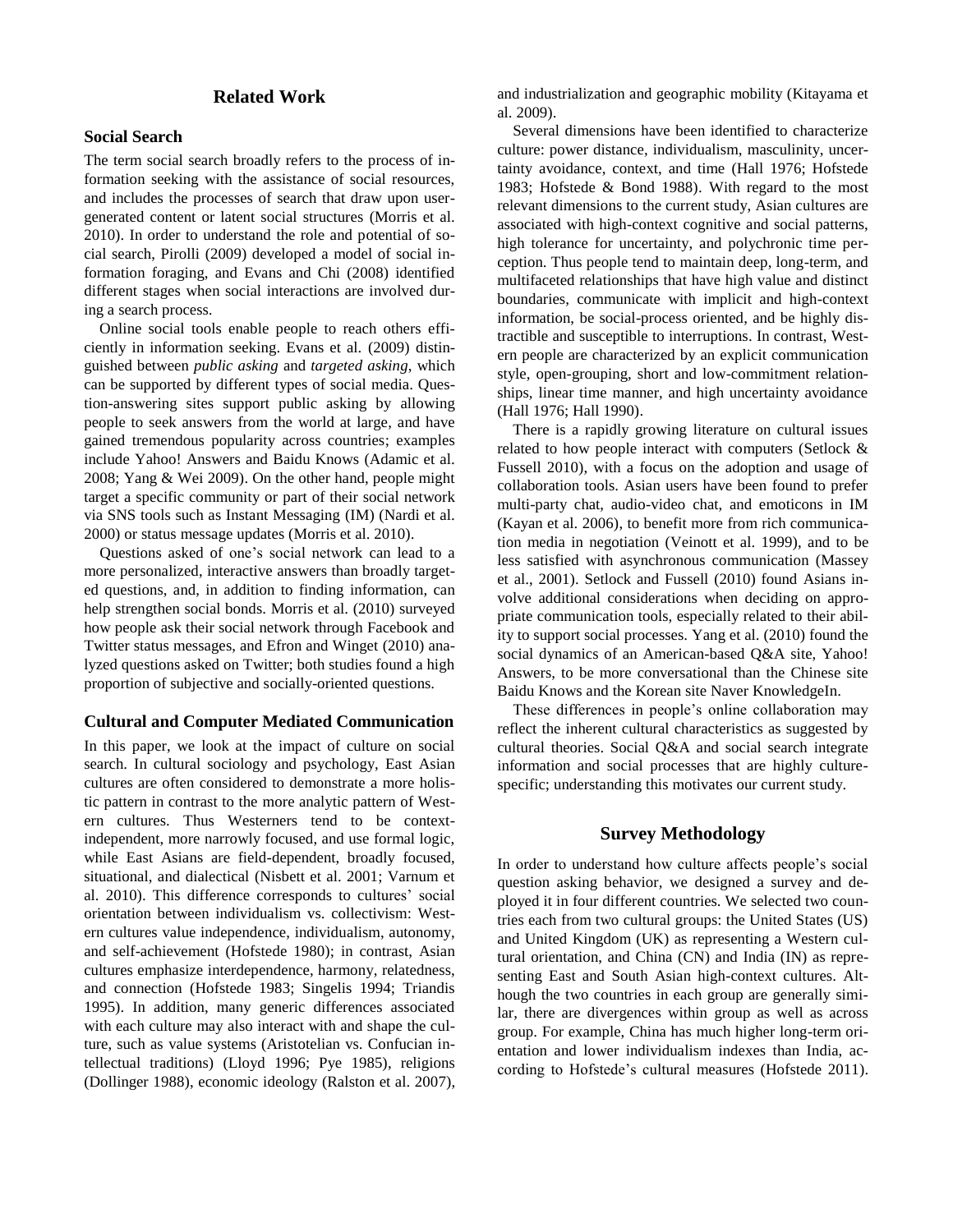## Related Work

### Social Search

The term social search broadly refers to the process of information seeking with the assistance of social resources, and includes the processes of search that draw upon user-generated content or latent social structures (Morris et al. 2010). In order to understand the role and potential of social search, Pirolli (2009) developed a model of social information foraging, and Evans and Chi (2008) identified different stages when social interactions are involved during a search process.

Online social tools enable people to reach others efficiently in information seeking. Evans et al. (2009) distinguished between *public asking* and *targeted asking*, which can be supported by different types of social media. Question-answering sites support public asking by allowing people to seek answers from the world at large, and have gained tremendous popularity across countries; examples include Yahoo! Answers and Baidu Knows (Adamic et al. 2008; Yang & Wei 2009). On the other hand, people might target a specific community or part of their social network via SNS tools such as Instant Messaging (IM) (Nardi et al. 2000) or status message updates (Morris et al. 2010).

Questions asked of one's social network can lead to a more personalized, interactive answers than broadly targeted questions, and, in addition to finding information, can help strengthen social bonds. Morris et al. (2010) surveyed how people ask their social network through Facebook and Twitter status messages, and Efron and Winget (2010) analyzed questions asked on Twitter; both studies found a high proportion of subjective and socially-oriented questions.

### Cultural and Computer Mediated Communication

In this paper, we look at the impact of culture on social search. In cultural sociology and psychology, East Asian cultures are often considered to demonstrate a more holistic pattern in contrast to the more analytic pattern of Western cultures. Thus Westerners tend to be context-independent, more narrowly focused, and use formal logic, while East Asians are field-dependent, broadly focused, situational, and dialectical (Nisbett et al. 2001; Varnum et al. 2010). This difference corresponds to cultures' social orientation between individualism vs. collectivism: Western cultures value independence, individualism, autonomy, and self-achievement (Hofstede 1980); in contrast, Asian cultures emphasize interdependence, harmony, relatedness, and connection (Hofstede 1983; Singelis 1994; Triandis 1995). In addition, many generic differences associated with each culture may also interact with and shape the culture, such as value systems (Aristotelian vs. Confucian intellectual traditions) (Lloyd 1996; Pye 1985), religions (Dollinger 1988), economic ideology (Ralston et al. 2007), and industrialization and geographic mobility (Kitayama et al. 2009).

Several dimensions have been identified to characterize culture: power distance, individualism, masculinity, uncertainty avoidance, context, and time (Hall 1976; Hofstede 1983; Hofstede & Bond 1988). With regard to the most relevant dimensions to the current study, Asian cultures are associated with high-context cognitive and social patterns, high tolerance for uncertainty, and polychronic time perception. Thus people tend to maintain deep, long-term, and multifaceted relationships that have high value and distinct boundaries, communicate with implicit and high-context information, be social-process oriented, and be highly distractible and susceptible to interruptions. In contrast, Western people are characterized by an explicit communication style, open-grouping, short and low-commitment relationships, linear time manner, and high uncertainty avoidance (Hall 1976; Hall 1990).

There is a rapidly growing literature on cultural issues related to how people interact with computers (Setlock & Fussell 2010), with a focus on the adoption and usage of collaboration tools. Asian users have been found to prefer multi-party chat, audio-video chat, and emoticons in IM (Kayan et al. 2006), to benefit more from rich communication media in negotiation (Veinott et al. 1999), and to be less satisfied with asynchronous communication (Massey et al., 2001). Setlock and Fussell (2010) found Asians involve additional considerations when deciding on appropriate communication tools, especially related to their ability to support social processes. Yang et al. (2010) found the social dynamics of an American-based Q&A site, Yahoo! Answers, to be more conversational than the Chinese site Baidu Knows and the Korean site Naver KnowledgeIn.

These differences in people's online collaboration may reflect the inherent cultural characteristics as suggested by cultural theories. Social Q&A and social search integrate information and social processes that are highly culture-specific; understanding this motivates our current study.

## Survey Methodology

In order to understand how culture affects people's social question asking behavior, we designed a survey and deployed it in four different countries. We selected two countries each from two cultural groups: the United States (US) and United Kingdom (UK) as representing a Western cultural orientation, and China (CN) and India (IN) as representing East and South Asian high-context cultures. Although the two countries in each group are generally similar, there are divergences within group as well as across group. For example, China has much higher long-term orientation and lower individualism indexes than India, according to Hofstede's cultural measures (Hofstede 2011).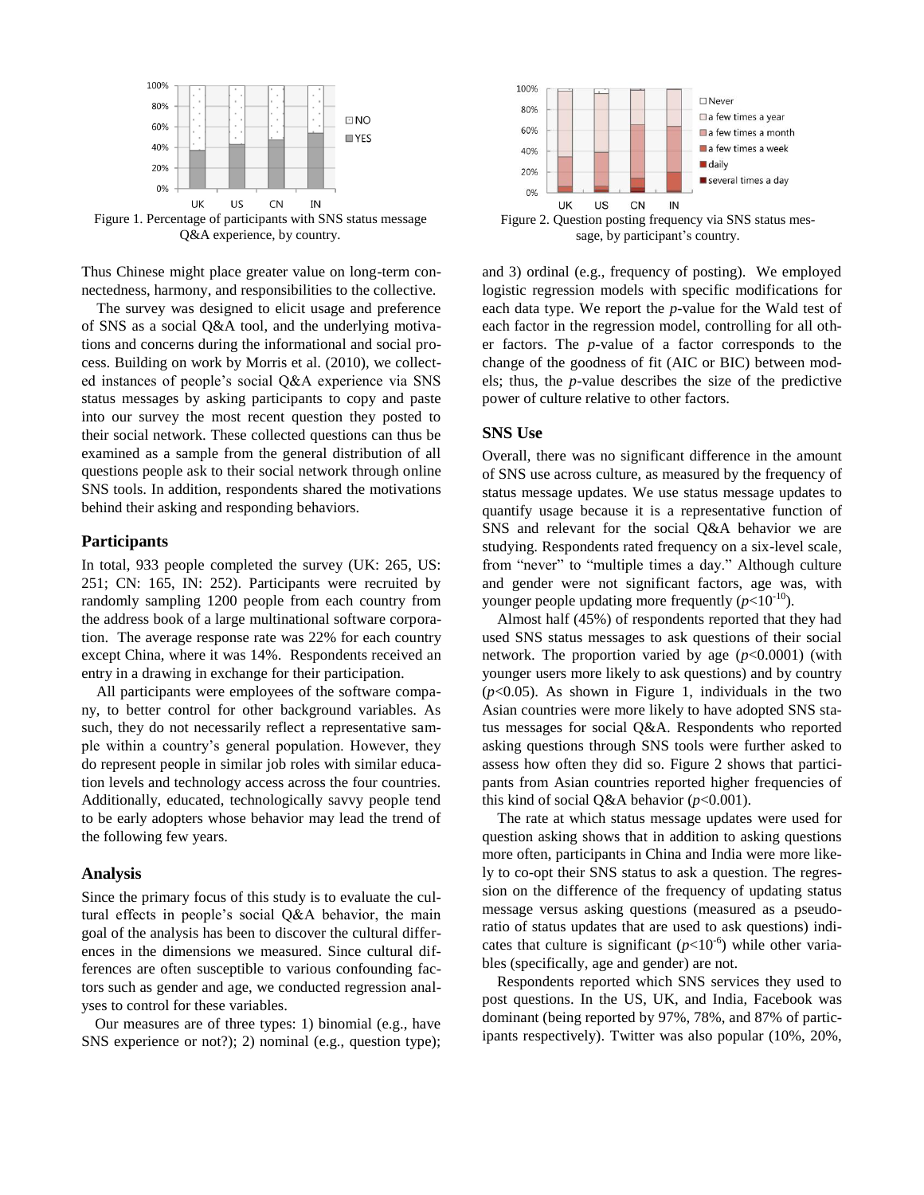Figure 1. Percentage of participants with SNS status message Q&A experience, by country.

Figure 2. Question posting frequency via SNS status message, by participant's country.

Thus Chinese might place greater value on long-term connectedness, harmony, and responsibilities to the collective.

The survey was designed to elicit usage and preference of SNS as a social Q&A tool, and the underlying motivations and concerns during the informational and social process. Building on work by Morris et al. (2010), we collected instances of people's social Q&A experience via SNS status messages by asking participants to copy and paste into our survey the most recent question they posted to their social network. These collected questions can thus be examined as a sample from the general distribution of all questions people ask to their social network through online SNS tools. In addition, respondents shared the motivations behind their asking and responding behaviors.

## Participants

In total, 933 people completed the survey (UK: 265, US: 251; CN: 165, IN: 252). Participants were recruited by randomly sampling 1200 people from each country from the address book of a large multinational software corporation. The average response rate was 22% for each country except China, where it was 14%. Respondents received an entry in a drawing in exchange for their participation.

All participants were employees of the software company, to better control for other background variables. As such, they do not necessarily reflect a representative sample within a country's general population. However, they do represent people in similar job roles with similar education levels and technology access across the four countries. Additionally, educated, technologically savvy people tend to be early adopters whose behavior may lead the trend of the following few years.

## Analysis

Since the primary focus of this study is to evaluate the cultural effects in people's social Q&A behavior, the main goal of the analysis has been to discover the cultural differences in the dimensions we measured. Since cultural differences are often susceptible to various confounding factors such as gender and age, we conducted regression analyses to control for these variables.

Our measures are of three types: 1) binomial (e.g., have SNS experience or not?); 2) nominal (e.g., question type); and 3) ordinal (e.g., frequency of posting). We employed logistic regression models with specific modifications for each data type. We report the *p*-value for the Wald test of each factor in the regression model, controlling for all other factors. The *p*-value of a factor corresponds to the change of the goodness of fit (AIC or BIC) between models; thus, the *p*-value describes the size of the predictive power of culture relative to other factors.

## SNS Use

Overall, there was no significant difference in the amount of SNS use across culture, as measured by the frequency of status message updates. We use status message updates to quantify usage because it is a representative function of SNS and relevant for the social Q&A behavior we are studying. Respondents rated frequency on a six-level scale, from "never" to "multiple times a day." Although culture and gender were not significant factors, age was, with younger people updating more frequently ($p<10^{-10}$).

Almost half (45%) of respondents reported that they had used SNS status messages to ask questions of their social network. The proportion varied by age ($p<0.0001$) (with younger users more likely to ask questions) and by country ($p<0.05$). As shown in Figure 1, individuals in the two Asian countries were more likely to have adopted SNS status messages for social Q&A. Respondents who reported asking questions through SNS tools were further asked to assess how often they did so. Figure 2 shows that participants from Asian countries reported higher frequencies of this kind of social Q&A behavior ($p<0.001$).

The rate at which status message updates were used for question asking shows that in addition to asking questions more often, participants in China and India were more likely to co-opt their SNS status to ask a question. The regression on the difference of the frequency of updating status message versus asking questions (measured as a pseudo-ratio of status updates that are used to ask questions) indicates that culture is significant ($p<10^{-6}$) while other variables (specifically, age and gender) are not.

Respondents reported which SNS services they used to post questions. In the US, UK, and India, Facebook was dominant (being reported by 97%, 78%, and 87% of participants respectively). Twitter was also popular (10%, 20%,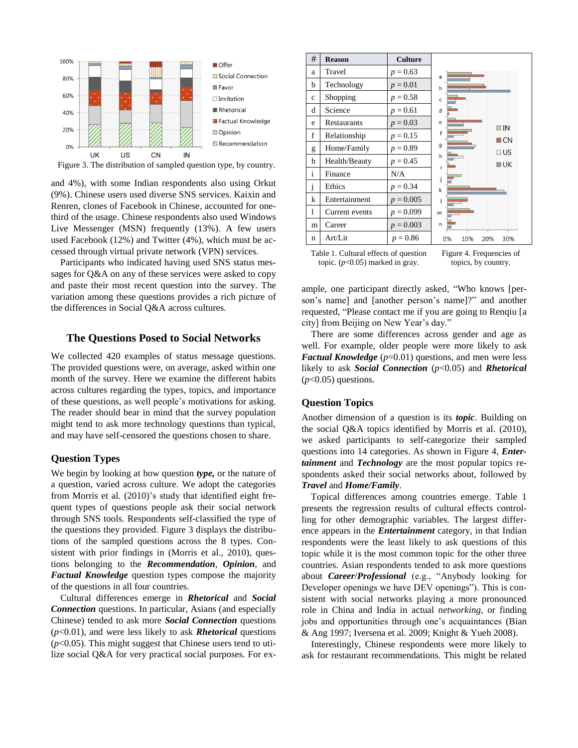Figure 3. The distribution of sampled question type, by country.

and 4%), with some Indian respondents also using Orkut (9%). Chinese users used diverse SNS services. Kaixin and Renren, clones of Facebook in Chinese, accounted for one-third of the usage. Chinese respondents also used Windows Live Messenger (MSN) frequently (13%). A few users used Facebook (12%) and Twitter (4%), which must be accessed through virtual private network (VPN) services.

Participants who indicated having used SNS status messages for Q&A on any of these services were asked to copy and paste their most recent question into the survey. The variation among these questions provides a rich picture of the differences in Social Q&A across cultures.

## The Questions Posed to Social Networks

We collected 420 examples of status message questions. The provided questions were, on average, asked within one month of the survey. Here we examine the different habits across cultures regarding the types, topics, and importance of these questions, as well people's motivations for asking. The reader should bear in mind that the survey population might tend to ask more technology questions than typical, and may have self-censored the questions chosen to share.

### Question Types

We begin by looking at how question ***type,*** or the nature of a question, varied across culture. We adopt the categories from Morris et al. (2010)'s study that identified eight frequent types of questions people ask their social network through SNS tools. Respondents self-classified the type of the questions they provided. Figure 3 displays the distributions of the sampled questions across the 8 types. Consistent with prior findings in (Morris et al., 2010), questions belonging to the ***Recommendation***, ***Opinion***, and ***Factual Knowledge*** question types compose the majority of the questions in all four countries.

Cultural differences emerge in ***Rhetorical*** and ***Social Connection*** questions. In particular, Asians (and especially Chinese) tended to ask more ***Social Connection*** questions ($p$<0.01), and were less likely to ask ***Rhetorical*** questions ($p$<0.05). This might suggest that Chinese users tend to utilize social Q&A for very practical social purposes. For example, one participant directly asked, "Who knows [person's name] and [another person's name]?" and another requested, "Please contact me if you are going to Renqiu [a city] from Beijing on New Year's day."

There are some differences across gender and age as well. For example, older people were more likely to ask ***Factual Knowledge*** ($p$=0.01) questions, and men were less likely to ask ***Social Connection*** ($p$<0.05) and ***Rhetorical*** ($p$<0.05) questions.

| # | Reason | Culture |
|---|---|---|
| a | Travel | $p$ = 0.63 |
| b | Technology | $p$ = 0.01 |
| c | Shopping | $p$ = 0.58 |
| d | Science | $p$ = 0.61 |
| e | Restaurants | $p$ = 0.03 |
| f | Relationship | $p$ = 0.15 |
| g | Home/Family | $p$ = 0.89 |
| h | Health/Beauty | $p$ = 0.45 |
| i | Finance | N/A |
| j | Ethics | $p$ = 0.34 |
| k | Entertainment | $p$ = 0.005 |
| l | Current events | $p$ = 0.099 |
| m | Career | $p$ = 0.003 |
| n | Art/Lit | $p$ = 0.86 |

Table 1. Cultural effects of question topic. ($p$<0.05) marked in gray.

Figure 4. Frequencies of topics, by country.

### Question Topics

Another dimension of a question is its ***topic***. Building on the social Q&A topics identified by Morris et al. (2010), we asked participants to self-categorize their sampled questions into 14 categories. As shown in Figure 4, ***Entertainment*** and ***Technology*** are the most popular topics respondents asked their social networks about, followed by ***Travel*** and ***Home/Family***.

Topical differences among countries emerge. Table 1 presents the regression results of cultural effects controlling for other demographic variables. The largest difference appears in the ***Entertainment*** category, in that Indian respondents were the least likely to ask questions of this topic while it is the most common topic for the other three countries. Asian respondents tended to ask more questions about ***Career***/***Professional*** (e.g., "Anybody looking for Developer openings we have DEV openings"). This is consistent with social networks playing a more pronounced role in China and India in actual *networking*, or finding jobs and opportunities through one's acquaintances (Bian & Ang 1997; Iversena et al. 2009; Knight & Yueh 2008).

Interestingly, Chinese respondents were more likely to ask for restaurant recommendations. This might be related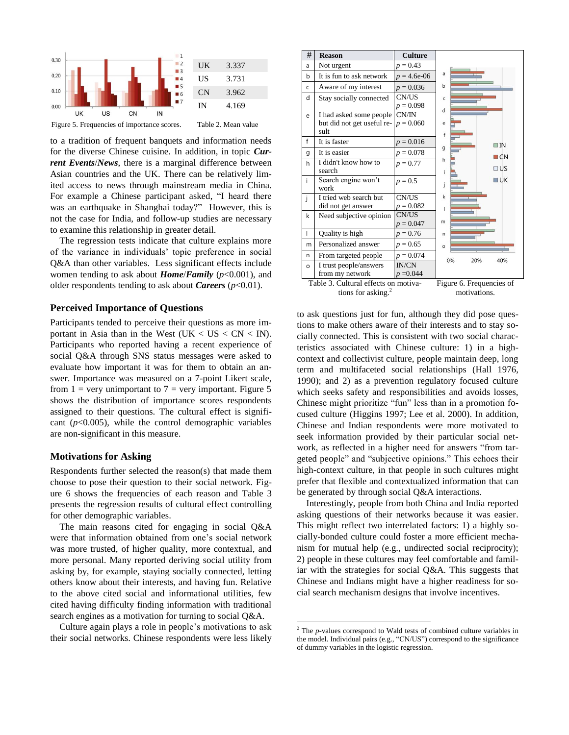Figure 5. Frequencies of importance scores.

| | |
|---|---|
| UK | 3.337 |
| US | 3.731 |
| CN | 3.962 |
| IN | 4.169 |

Table 2. Mean value

to a tradition of frequent banquets and information needs for the diverse Chinese cuisine. In addition, in topic ***Current Events*/*News***, there is a marginal difference between Asian countries and the UK. There can be relatively limited access to news through mainstream media in China. For example a Chinese participant asked, "I heard there was an earthquake in Shanghai today?" However, this is not the case for India, and follow-up studies are necessary to examine this relationship in greater detail.

The regression tests indicate that culture explains more of the variance in individuals' topic preference in social Q&A than other variables. Less significant effects include women tending to ask about ***Home*/*Family*** ($p$<0.001), and older respondents tending to ask about ***Careers*** ($p$<0.01).

## Perceived Importance of Questions

Participants tended to perceive their questions as more important in Asia than in the West (UK < US < CN < IN). Participants who reported having a recent experience of social Q&A through SNS status messages were asked to evaluate how important it was for them to obtain an answer. Importance was measured on a 7-point Likert scale, from 1 = very unimportant to 7 = very important. Figure 5 shows the distribution of importance scores respondents assigned to their questions. The cultural effect is significant ($p$<0.005), while the control demographic variables are non-significant in this measure.

## Motivations for Asking

Respondents further selected the reason(s) that made them choose to pose their question to their social network. Figure 6 shows the frequencies of each reason and Table 3 presents the regression results of cultural effect controlling for other demographic variables.

The main reasons cited for engaging in social Q&A were that information obtained from one's social network was more trusted, of higher quality, more contextual, and more personal. Many reported deriving social utility from asking by, for example, staying socially connected, letting others know about their interests, and having fun. Relative to the above cited social and informational utilities, few cited having difficulty finding information with traditional search engines as a motivation for turning to social Q&A.

Culture again plays a role in people's motivations to ask their social networks. Chinese respondents were less likely

| # | Reason | Culture |
|---|---|---|
| a | Not urgent | $p$ = 0.43 |
| b | It is fun to ask network | $p$ = 4.6e-06 |
| c | Aware of my interest | $p$ = 0.036 |
| d | Stay socially connected | CN/US $p$ = 0.098 |
| e | I had asked some people but did not get useful result | CN/IN $p$ = 0.060 |
| f | It is faster | $p$ = 0.016 |
| g | It is easier | $p$ = 0.078 |
| h | I didn't know how to search | $p$ = 0.77 |
| i | Search engine won't work | $p$ = 0.5 |
| j | I tried web search but did not get answer | CN/US $p$ = 0.082 |
| k | Need subjective opinion | CN/US $p$ = 0.047 |
| l | Quality is high | $p$ = 0.76 |
| m | Personalized answer | $p$ = 0.65 |
| n | From targeted people | $p$ = 0.074 |
| o | I trust people/answers from my network | IN/CN $p$ =0.044 |

Table 3. Cultural effects on motivations for asking.[2]

Figure 6. Frequencies of motivations.

to ask questions just for fun, although they did pose questions to make others aware of their interests and to stay socially connected. This is consistent with two social characteristics associated with Chinese culture: 1) in a high-context and collectivist culture, people maintain deep, long term and multifaceted social relationships (Hall 1976, 1990); and 2) as a prevention regulatory focused culture which seeks safety and responsibilities and avoids losses, Chinese might prioritize "fun" less than in a promotion focused culture (Higgins 1997; Lee et al. 2000). In addition, Chinese and Indian respondents were more motivated to seek information provided by their particular social network, as reflected in a higher need for answers "from targeted people" and "subjective opinions." This echoes their high-context culture, in that people in such cultures might prefer that flexible and contextualized information that can be generated by through social Q&A interactions.

Interestingly, people from both China and India reported asking questions of their networks because it was easier. This might reflect two interrelated factors: 1) a highly socially-bonded culture could foster a more efficient mechanism for mutual help (e.g., undirected social reciprocity); 2) people in these cultures may feel comfortable and familiar with the strategies for social Q&A. This suggests that Chinese and Indians might have a higher readiness for social search mechanism designs that involve incentives.

[2] The $p$-values correspond to Wald tests of combined culture variables in the model. Individual pairs (e.g., "CN/US") correspond to the significance of dummy variables in the logistic regression.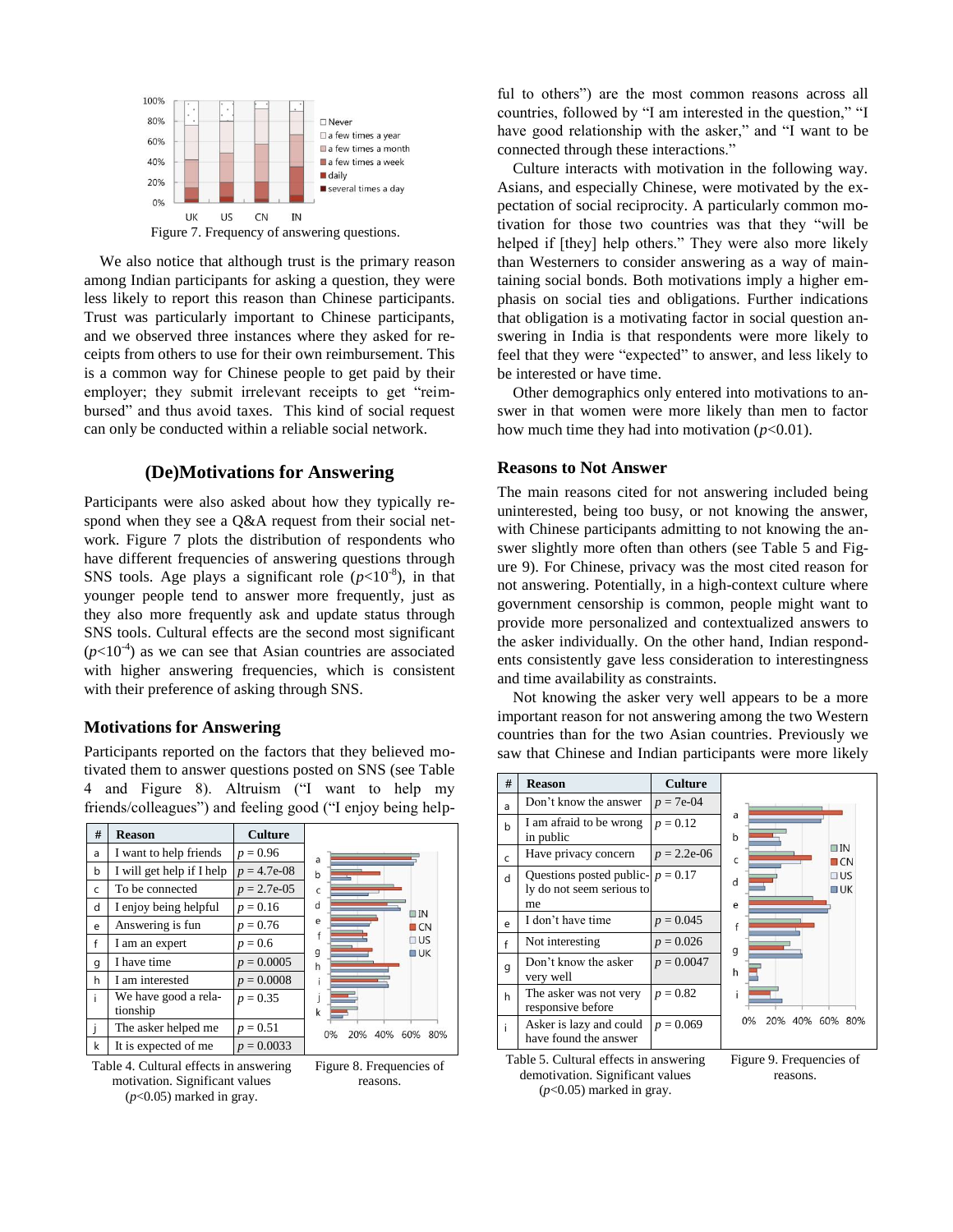Figure 7. Frequency of answering questions.

We also notice that although trust is the primary reason among Indian participants for asking a question, they were less likely to report this reason than Chinese participants. Trust was particularly important to Chinese participants, and we observed three instances where they asked for receipts from others to use for their own reimbursement. This is a common way for Chinese people to get paid by their employer; they submit irrelevant receipts to get "reimbursed" and thus avoid taxes. This kind of social request can only be conducted within a reliable social network.

## (De)Motivations for Answering

Participants were also asked about how they typically respond when they see a Q&A request from their social network. Figure 7 plots the distribution of respondents who have different frequencies of answering questions through SNS tools. Age plays a significant role ($p<10^{-8}$), in that younger people tend to answer more frequently, just as they also more frequently ask and update status through SNS tools. Cultural effects are the second most significant ($p<10^{-4}$) as we can see that Asian countries are associated with higher answering frequencies, which is consistent with their preference of asking through SNS.

### Motivations for Answering

Participants reported on the factors that they believed motivated them to answer questions posted on SNS (see Table 4 and Figure 8). Altruism ("I want to help my friends/colleagues") and feeling good ("I enjoy being helpful to others") are the most common reasons across all countries, followed by "I am interested in the question," "I have good relationship with the asker," and "I want to be connected through these interactions."

| # | Reason | Culture |
|---|---|---|
| a | I want to help friends | $p = 0.96$ |
| b | I will get help if I help | $p = 4.7e\text{-}08$ |
| c | To be connected | $p = 2.7e\text{-}05$ |
| d | I enjoy being helpful | $p = 0.16$ |
| e | Answering is fun | $p = 0.76$ |
| f | I am an expert | $p = 0.6$ |
| g | I have time | $p = 0.0005$ |
| h | I am interested | $p = 0.0008$ |
| i | We have good a relationship | $p = 0.35$ |
| j | The asker helped me | $p = 0.51$ |
| k | It is expected of me | $p = 0.0033$ |

Table 4. Cultural effects in answering motivation. Significant values ($p<0.05$) marked in gray.

Figure 8. Frequencies of reasons.

Culture interacts with motivation in the following way. Asians, and especially Chinese, were motivated by the expectation of social reciprocity. A particularly common motivation for those two countries was that they "will be helped if [they] help others." They were also more likely than Westerners to consider answering as a way of maintaining social bonds. Both motivations imply a higher emphasis on social ties and obligations. Further indications that obligation is a motivating factor in social question answering in India is that respondents were more likely to feel that they were "expected" to answer, and less likely to be interested or have time.

Other demographics only entered into motivations to answer in that women were more likely than men to factor how much time they had into motivation ($p<0.01$).

### Reasons to Not Answer

The main reasons cited for not answering included being uninterested, being too busy, or not knowing the answer, with Chinese participants admitting to not knowing the answer slightly more often than others (see Table 5 and Figure 9). For Chinese, privacy was the most cited reason for not answering. Potentially, in a high-context culture where government censorship is common, people might want to provide more personalized and contextualized answers to the asker individually. On the other hand, Indian respondents consistently gave less consideration to interestingness and time availability as constraints.

Not knowing the asker very well appears to be a more important reason for not answering among the two Western countries than for the two Asian countries. Previously we saw that Chinese and Indian participants were more likely

| # | Reason | Culture |
|---|---|---|
| a | Don't know the answer | $p = 7e\text{-}04$ |
| b | I am afraid to be wrong in public | $p = 0.12$ |
| c | Have privacy concern | $p = 2.2e\text{-}06$ |
| d | Questions posted publicly do not seem serious to me | $p = 0.17$ |
| e | I don't have time | $p = 0.045$ |
| f | Not interesting | $p = 0.026$ |
| g | Don't know the asker very well | $p = 0.0047$ |
| h | The asker was not very responsive before | $p = 0.82$ |
| i | Asker is lazy and could have found the answer | $p = 0.069$ |

Table 5. Cultural effects in answering demotivation. Significant values ($p<0.05$) marked in gray.

Figure 9. Frequencies of reasons.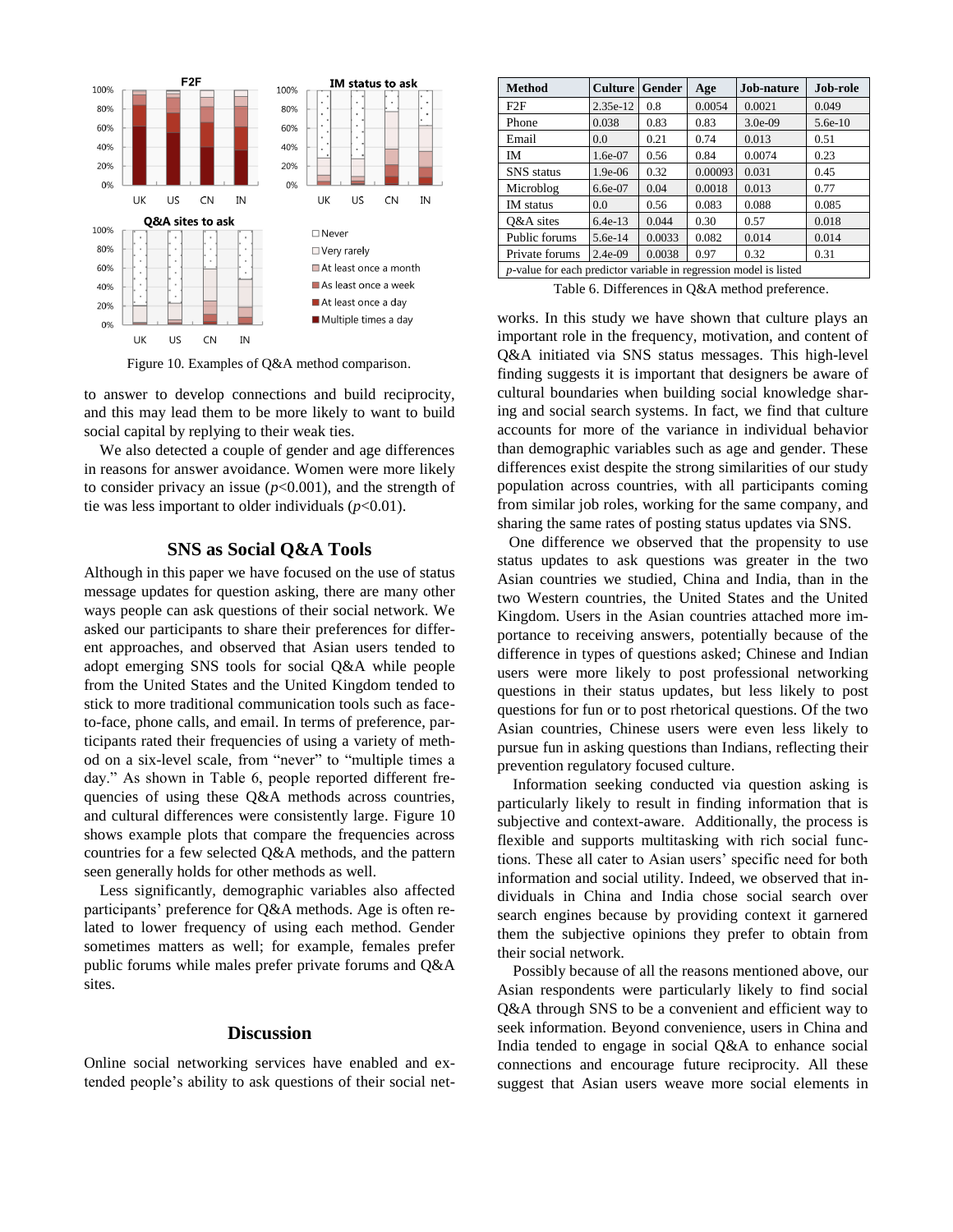Figure 10. Examples of Q&A method comparison.

to answer to develop connections and build reciprocity, and this may lead them to be more likely to want to build social capital by replying to their weak ties.

We also detected a couple of gender and age differences in reasons for answer avoidance. Women were more likely to consider privacy an issue ($p$<0.001), and the strength of tie was less important to older individuals ($p$<0.01).

## SNS as Social Q&A Tools

Although in this paper we have focused on the use of status message updates for question asking, there are many other ways people can ask questions of their social network. We asked our participants to share their preferences for different approaches, and observed that Asian users tended to adopt emerging SNS tools for social Q&A while people from the United States and the United Kingdom tended to stick to more traditional communication tools such as face-to-face, phone calls, and email. In terms of preference, participants rated their frequencies of using a variety of method on a six-level scale, from "never" to "multiple times a day." As shown in Table 6, people reported different frequencies of using these Q&A methods across countries, and cultural differences were consistently large. Figure 10 shows example plots that compare the frequencies across countries for a few selected Q&A methods, and the pattern seen generally holds for other methods as well.

Less significantly, demographic variables also affected participants' preference for Q&A methods. Age is often related to lower frequency of using each method. Gender sometimes matters as well; for example, females prefer public forums while males prefer private forums and Q&A sites.

| Method | Culture | Gender | Age | Job-nature | Job-role |
|---|---|---|---|---|---|
| F2F | 2.35e-12 | 0.8 | 0.0054 | 0.0021 | 0.049 |
| Phone | 0.038 | 0.83 | 0.83 | 3.0e-09 | 5.6e-10 |
| Email | 0.0 | 0.21 | 0.74 | 0.013 | 0.51 |
| IM | 1.6e-07 | 0.56 | 0.84 | 0.0074 | 0.23 |
| SNS status | 1.9e-06 | 0.32 | 0.00093 | 0.031 | 0.45 |
| Microblog | 6.6e-07 | 0.04 | 0.0018 | 0.013 | 0.77 |
| IM status | 0.0 | 0.56 | 0.083 | 0.088 | 0.085 |
| Q&A sites | 6.4e-13 | 0.044 | 0.30 | 0.57 | 0.018 |
| Public forums | 5.6e-14 | 0.0033 | 0.082 | 0.014 | 0.014 |
| Private forums | 2.4e-09 | 0.0038 | 0.97 | 0.32 | 0.31 |
| *p*-value for each predictor variable in regression model is listed | | | | | |

Table 6. Differences in Q&A method preference.

## Discussion

Online social networking services have enabled and extended people's ability to ask questions of their social networks. In this study we have shown that culture plays an important role in the frequency, motivation, and content of Q&A initiated via SNS status messages. This high-level finding suggests it is important that designers be aware of cultural boundaries when building social knowledge sharing and social search systems. In fact, we find that culture accounts for more of the variance in individual behavior than demographic variables such as age and gender. These differences exist despite the strong similarities of our study population across countries, with all participants coming from similar job roles, working for the same company, and sharing the same rates of posting status updates via SNS.

One difference we observed that the propensity to use status updates to ask questions was greater in the two Asian countries we studied, China and India, than in the two Western countries, the United States and the United Kingdom. Users in the Asian countries attached more importance to receiving answers, potentially because of the difference in types of questions asked; Chinese and Indian users were more likely to post professional networking questions in their status updates, but less likely to post questions for fun or to post rhetorical questions. Of the two Asian countries, Chinese users were even less likely to pursue fun in asking questions than Indians, reflecting their prevention regulatory focused culture.

Information seeking conducted via question asking is particularly likely to result in finding information that is subjective and context-aware. Additionally, the process is flexible and supports multitasking with rich social functions. These all cater to Asian users' specific need for both information and social utility. Indeed, we observed that individuals in China and India chose social search over search engines because by providing context it garnered them the subjective opinions they prefer to obtain from their social network.

Possibly because of all the reasons mentioned above, our Asian respondents were particularly likely to find social Q&A through SNS to be a convenient and efficient way to seek information. Beyond convenience, users in China and India tended to engage in social Q&A to enhance social connections and encourage future reciprocity. All these suggest that Asian users weave more social elements in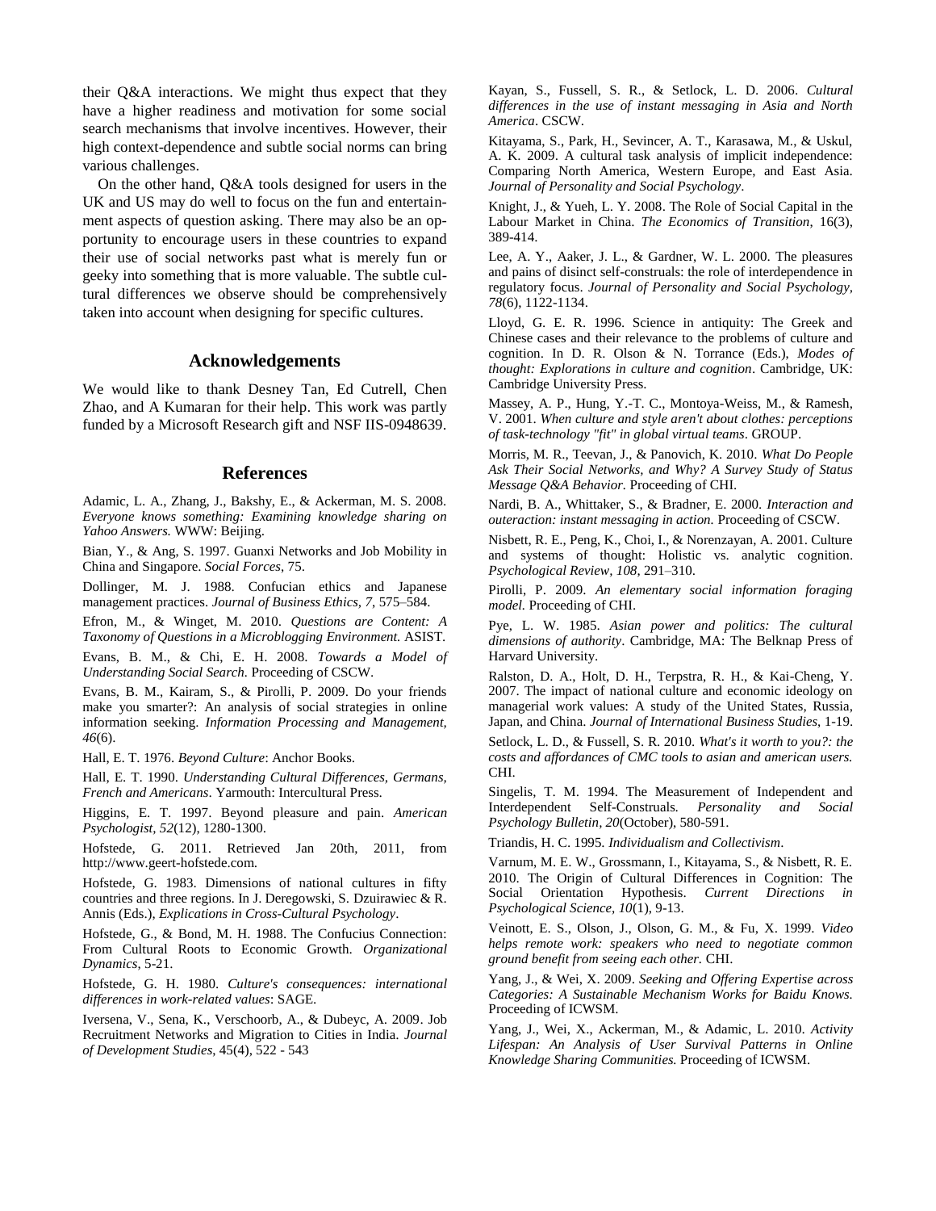their Q&A interactions. We might thus expect that they have a higher readiness and motivation for some social search mechanisms that involve incentives. However, their high context-dependence and subtle social norms can bring various challenges.

On the other hand, Q&A tools designed for users in the UK and US may do well to focus on the fun and entertainment aspects of question asking. There may also be an opportunity to encourage users in these countries to expand their use of social networks past what is merely fun or geeky into something that is more valuable. The subtle cultural differences we observe should be comprehensively taken into account when designing for specific cultures.

## Acknowledgements

We would like to thank Desney Tan, Ed Cutrell, Chen Zhao, and A Kumaran for their help. This work was partly funded by a Microsoft Research gift and NSF IIS-0948639.

## References

Adamic, L. A., Zhang, J., Bakshy, E., & Ackerman, M. S. 2008. *Everyone knows something: Examining knowledge sharing on Yahoo Answers.* WWW: Beijing.

Bian, Y., & Ang, S. 1997. Guanxi Networks and Job Mobility in China and Singapore. *Social Forces*, 75.

Dollinger, M. J. 1988. Confucian ethics and Japanese management practices. *Journal of Business Ethics, 7*, 575–584.

Efron, M., & Winget, M. 2010. *Questions are Content: A Taxonomy of Questions in a Microblogging Environment.* ASIST.

Evans, B. M., & Chi, E. H. 2008. *Towards a Model of Understanding Social Search.* Proceeding of CSCW.

Evans, B. M., Kairam, S., & Pirolli, P. 2009. Do your friends make you smarter?: An analysis of social strategies in online information seeking. *Information Processing and Management, 46*(6).

Hall, E. T. 1976. *Beyond Culture*: Anchor Books.

Hall, E. T. 1990. *Understanding Cultural Differences, Germans, French and Americans*. Yarmouth: Intercultural Press.

Higgins, E. T. 1997. Beyond pleasure and pain. *American Psychologist, 52*(12), 1280-1300.

Hofstede, G. 2011. Retrieved Jan 20th, 2011, from http://www.geert-hofstede.com.

Hofstede, G. 1983. Dimensions of national cultures in fifty countries and three regions. In J. Deregowski, S. Dzuirawiec & R. Annis (Eds.), *Explications in Cross-Cultural Psychology*.

Hofstede, G., & Bond, M. H. 1988. The Confucius Connection: From Cultural Roots to Economic Growth. *Organizational Dynamics*, 5-21.

Hofstede, G. H. 1980. *Culture's consequences: international differences in work-related values*: SAGE.

Iversena, V., Sena, K., Verschoorb, A., & Dubeyc, A. 2009. Job Recruitment Networks and Migration to Cities in India. *Journal of Development Studies*, 45(4), 522 - 543

Kayan, S., Fussell, S. R., & Setlock, L. D. 2006. *Cultural differences in the use of instant messaging in Asia and North America*. CSCW.

Kitayama, S., Park, H., Sevincer, A. T., Karasawa, M., & Uskul, A. K. 2009. A cultural task analysis of implicit independence: Comparing North America, Western Europe, and East Asia. *Journal of Personality and Social Psychology*.

Knight, J., & Yueh, L. Y. 2008. The Role of Social Capital in the Labour Market in China. *The Economics of Transition*, 16(3), 389-414.

Lee, A. Y., Aaker, J. L., & Gardner, W. L. 2000. The pleasures and pains of disinct self-construals: the role of interdependence in regulatory focus. *Journal of Personality and Social Psychology, 78*(6), 1122-1134.

Lloyd, G. E. R. 1996. Science in antiquity: The Greek and Chinese cases and their relevance to the problems of culture and cognition. In D. R. Olson & N. Torrance (Eds.), *Modes of thought: Explorations in culture and cognition*. Cambridge, UK: Cambridge University Press.

Massey, A. P., Hung, Y.-T. C., Montoya-Weiss, M., & Ramesh, V. 2001. *When culture and style aren't about clothes: perceptions of task-technology "fit" in global virtual teams*. GROUP.

Morris, M. R., Teevan, J., & Panovich, K. 2010. *What Do People Ask Their Social Networks, and Why? A Survey Study of Status Message Q&A Behavior.* Proceeding of CHI.

Nardi, B. A., Whittaker, S., & Bradner, E. 2000. *Interaction and outeraction: instant messaging in action.* Proceeding of CSCW.

Nisbett, R. E., Peng, K., Choi, I., & Norenzayan, A. 2001. Culture and systems of thought: Holistic vs. analytic cognition. *Psychological Review, 108*, 291–310.

Pirolli, P. 2009. *An elementary social information foraging model.* Proceeding of CHI.

Pye, L. W. 1985. *Asian power and politics: The cultural dimensions of authority*. Cambridge, MA: The Belknap Press of Harvard University.

Ralston, D. A., Holt, D. H., Terpstra, R. H., & Kai-Cheng, Y. 2007. The impact of national culture and economic ideology on managerial work values: A study of the United States, Russia, Japan, and China. *Journal of International Business Studies*, 1-19.

Setlock, L. D., & Fussell, S. R. 2010. *What's it worth to you?: the costs and affordances of CMC tools to asian and american users.* CHI.

Singelis, T. M. 1994. The Measurement of Independent and Interdependent Self-Construals. *Personality and Social Psychology Bulletin, 20*(October), 580-591.

Triandis, H. C. 1995. *Individualism and Collectivism*.

Varnum, M. E. W., Grossmann, I., Kitayama, S., & Nisbett, R. E. 2010. The Origin of Cultural Differences in Cognition: The Social Orientation Hypothesis. *Current Directions in Psychological Science, 10*(1), 9-13.

Veinott, E. S., Olson, J., Olson, G. M., & Fu, X. 1999. *Video helps remote work: speakers who need to negotiate common ground benefit from seeing each other.* CHI.

Yang, J., & Wei, X. 2009. *Seeking and Offering Expertise across Categories: A Sustainable Mechanism Works for Baidu Knows.* Proceeding of ICWSM.

Yang, J., Wei, X., Ackerman, M., & Adamic, L. 2010. *Activity Lifespan: An Analysis of User Survival Patterns in Online Knowledge Sharing Communities.* Proceeding of ICWSM.